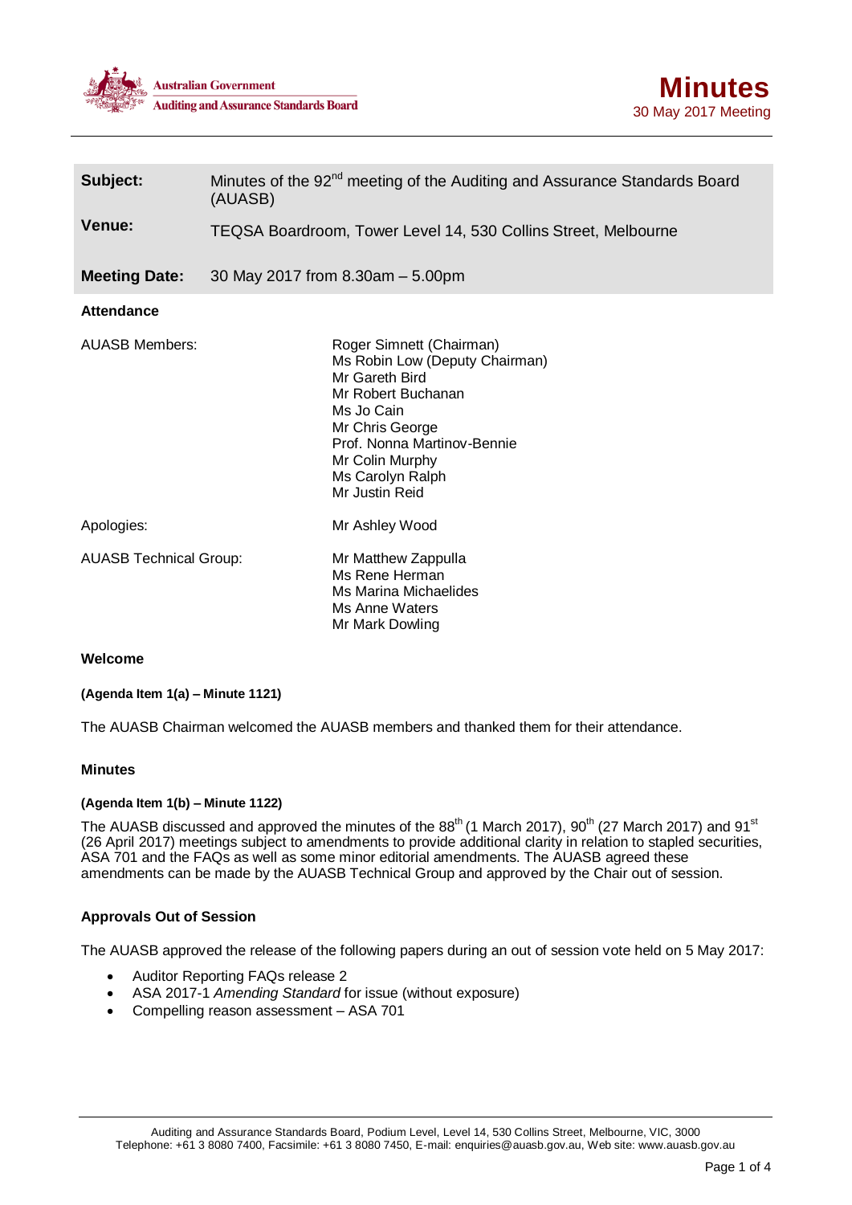Australian Government
Auditing and Assurance Standards Board

# Minutes

30 May 2017 Meeting

| | |
|---|---|
| **Subject:** | Minutes of the 92nd meeting of the Auditing and Assurance Standards Board (AUASB) |
| **Venue:** | TEQSA Boardroom, Tower Level 14, 530 Collins Street, Melbourne |
| **Meeting Date:** | 30 May 2017 from 8.30am – 5.00pm |

**Attendance**

| | |
|---|---|
| AUASB Members: | Roger Simnett (Chairman)<br>Ms Robin Low (Deputy Chairman)<br>Mr Gareth Bird<br>Mr Robert Buchanan<br>Ms Jo Cain<br>Mr Chris George<br>Prof. Nonna Martinov-Bennie<br>Mr Colin Murphy<br>Ms Carolyn Ralph<br>Mr Justin Reid |
| Apologies: | Mr Ashley Wood |
| AUASB Technical Group: | Mr Matthew Zappulla<br>Ms Rene Herman<br>Ms Marina Michaelides<br>Ms Anne Waters<br>Mr Mark Dowling |

## Welcome

**(Agenda Item 1(a) – Minute 1121)**

The AUASB Chairman welcomed the AUASB members and thanked them for their attendance.

## Minutes

**(Agenda Item 1(b) – Minute 1122)**

The AUASB discussed and approved the minutes of the 88th (1 March 2017), 90th (27 March 2017) and 91st (26 April 2017) meetings subject to amendments to provide additional clarity in relation to stapled securities, ASA 701 and the FAQs as well as some minor editorial amendments. The AUASB agreed these amendments can be made by the AUASB Technical Group and approved by the Chair out of session.

## Approvals Out of Session

The AUASB approved the release of the following papers during an out of session vote held on 5 May 2017:

- Auditor Reporting FAQs release 2
- ASA 2017-1 *Amending Standard* for issue (without exposure)
- Compelling reason assessment – ASA 701

Auditing and Assurance Standards Board, Podium Level, Level 14, 530 Collins Street, Melbourne, VIC, 3000
Telephone: +61 3 8080 7400, Facsimile: +61 3 8080 7450, E-mail: enquiries@auasb.gov.au, Web site: www.auasb.gov.au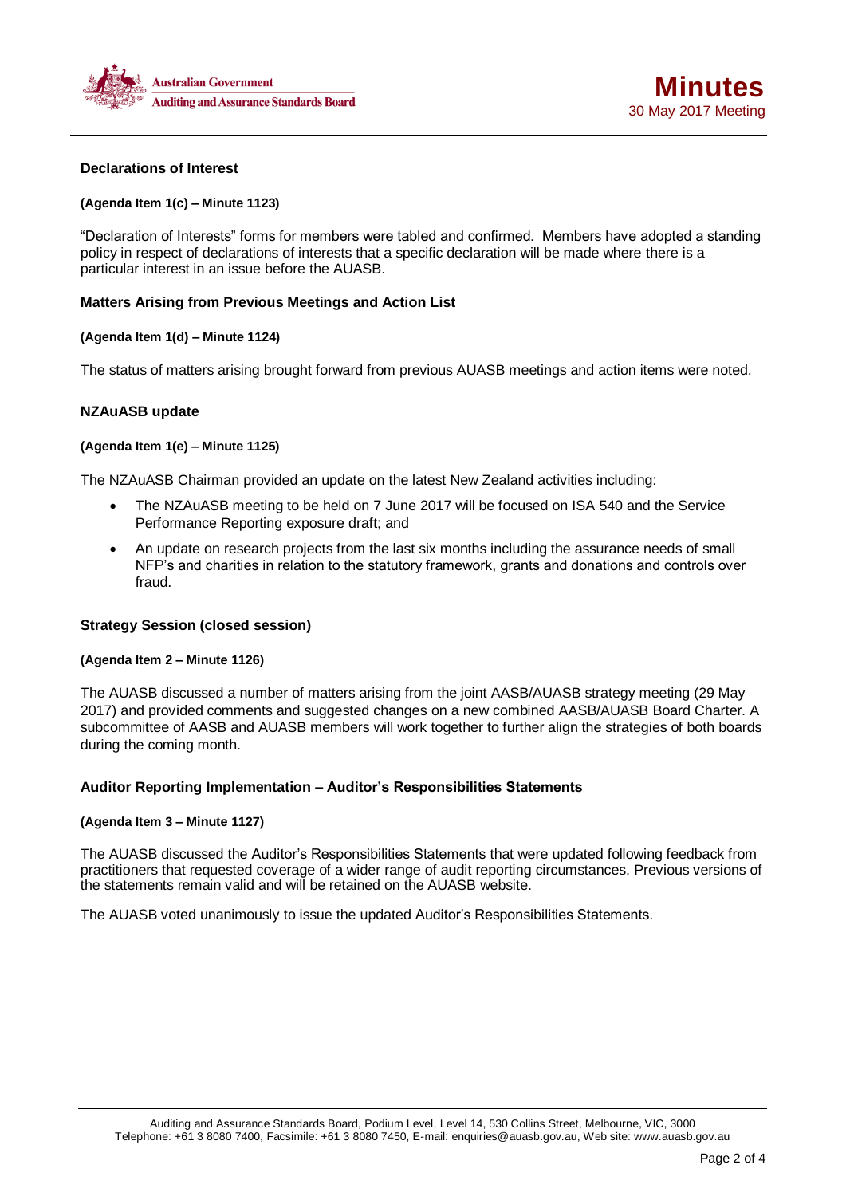### Declarations of Interest

**(Agenda Item 1(c) – Minute 1123)**

"Declaration of Interests" forms for members were tabled and confirmed. Members have adopted a standing policy in respect of declarations of interests that a specific declaration will be made where there is a particular interest in an issue before the AUASB.

### Matters Arising from Previous Meetings and Action List

**(Agenda Item 1(d) – Minute 1124)**

The status of matters arising brought forward from previous AUASB meetings and action items were noted.

### NZAuASB update

**(Agenda Item 1(e) – Minute 1125)**

The NZAuASB Chairman provided an update on the latest New Zealand activities including:

- The NZAuASB meeting to be held on 7 June 2017 will be focused on ISA 540 and the Service Performance Reporting exposure draft; and
- An update on research projects from the last six months including the assurance needs of small NFP's and charities in relation to the statutory framework, grants and donations and controls over fraud.

### Strategy Session (closed session)

**(Agenda Item 2 – Minute 1126)**

The AUASB discussed a number of matters arising from the joint AASB/AUASB strategy meeting (29 May 2017) and provided comments and suggested changes on a new combined AASB/AUASB Board Charter. A subcommittee of AASB and AUASB members will work together to further align the strategies of both boards during the coming month.

### Auditor Reporting Implementation – Auditor's Responsibilities Statements

**(Agenda Item 3 – Minute 1127)**

The AUASB discussed the Auditor's Responsibilities Statements that were updated following feedback from practitioners that requested coverage of a wider range of audit reporting circumstances. Previous versions of the statements remain valid and will be retained on the AUASB website.

The AUASB voted unanimously to issue the updated Auditor's Responsibilities Statements.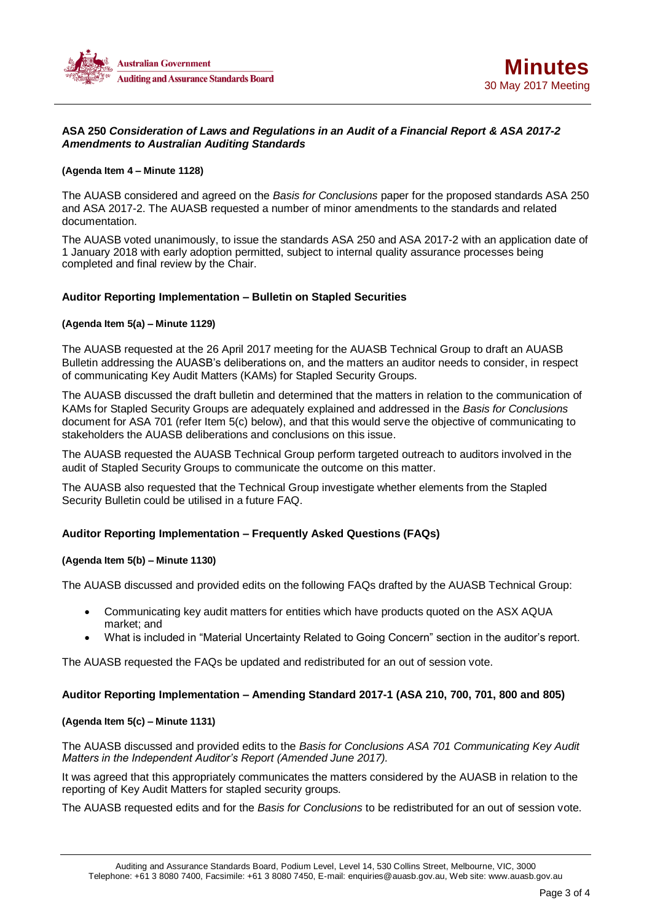### ASA 250 *Consideration of Laws and Regulations in an Audit of a Financial Report & ASA 2017-2 Amendments to Australian Auditing Standards*

**(Agenda Item 4 – Minute 1128)**

The AUASB considered and agreed on the *Basis for Conclusions* paper for the proposed standards ASA 250 and ASA 2017-2. The AUASB requested a number of minor amendments to the standards and related documentation.

The AUASB voted unanimously, to issue the standards ASA 250 and ASA 2017-2 with an application date of 1 January 2018 with early adoption permitted, subject to internal quality assurance processes being completed and final review by the Chair.

### Auditor Reporting Implementation – Bulletin on Stapled Securities

**(Agenda Item 5(a) – Minute 1129)**

The AUASB requested at the 26 April 2017 meeting for the AUASB Technical Group to draft an AUASB Bulletin addressing the AUASB's deliberations on, and the matters an auditor needs to consider, in respect of communicating Key Audit Matters (KAMs) for Stapled Security Groups.

The AUASB discussed the draft bulletin and determined that the matters in relation to the communication of KAMs for Stapled Security Groups are adequately explained and addressed in the *Basis for Conclusions* document for ASA 701 (refer Item 5(c) below), and that this would serve the objective of communicating to stakeholders the AUASB deliberations and conclusions on this issue.

The AUASB requested the AUASB Technical Group perform targeted outreach to auditors involved in the audit of Stapled Security Groups to communicate the outcome on this matter.

The AUASB also requested that the Technical Group investigate whether elements from the Stapled Security Bulletin could be utilised in a future FAQ.

### Auditor Reporting Implementation – Frequently Asked Questions (FAQs)

**(Agenda Item 5(b) – Minute 1130)**

The AUASB discussed and provided edits on the following FAQs drafted by the AUASB Technical Group:

- Communicating key audit matters for entities which have products quoted on the ASX AQUA market; and
- What is included in "Material Uncertainty Related to Going Concern" section in the auditor's report.

The AUASB requested the FAQs be updated and redistributed for an out of session vote.

### Auditor Reporting Implementation – Amending Standard 2017-1 (ASA 210, 700, 701, 800 and 805)

**(Agenda Item 5(c) – Minute 1131)**

The AUASB discussed and provided edits to the *Basis for Conclusions ASA 701 Communicating Key Audit Matters in the Independent Auditor's Report (Amended June 2017).*

It was agreed that this appropriately communicates the matters considered by the AUASB in relation to the reporting of Key Audit Matters for stapled security groups.

The AUASB requested edits and for the *Basis for Conclusions* to be redistributed for an out of session vote.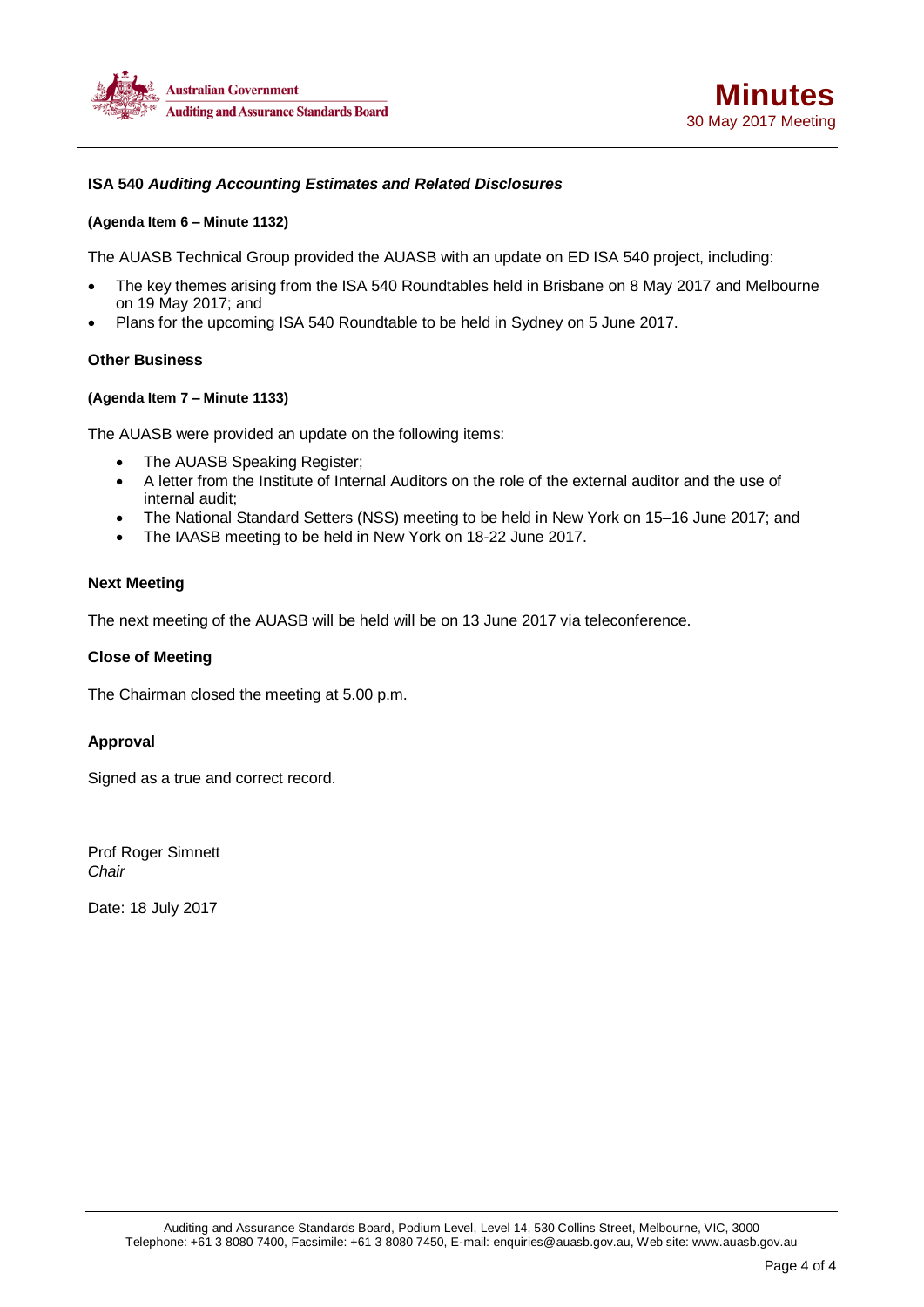### ISA 540 *Auditing Accounting Estimates and Related Disclosures*

**(Agenda Item 6 – Minute 1132)**

The AUASB Technical Group provided the AUASB with an update on ED ISA 540 project, including:

- The key themes arising from the ISA 540 Roundtables held in Brisbane on 8 May 2017 and Melbourne on 19 May 2017; and
- Plans for the upcoming ISA 540 Roundtable to be held in Sydney on 5 June 2017.

### Other Business

**(Agenda Item 7 – Minute 1133)**

The AUASB were provided an update on the following items:

- The AUASB Speaking Register;
- A letter from the Institute of Internal Auditors on the role of the external auditor and the use of internal audit;
- The National Standard Setters (NSS) meeting to be held in New York on 15–16 June 2017; and
- The IAASB meeting to be held in New York on 18-22 June 2017.

### Next Meeting

The next meeting of the AUASB will be held will be on 13 June 2017 via teleconference.

### Close of Meeting

The Chairman closed the meeting at 5.00 p.m.

### Approval

Signed as a true and correct record.

Prof Roger Simnett
*Chair*

Date: 18 July 2017